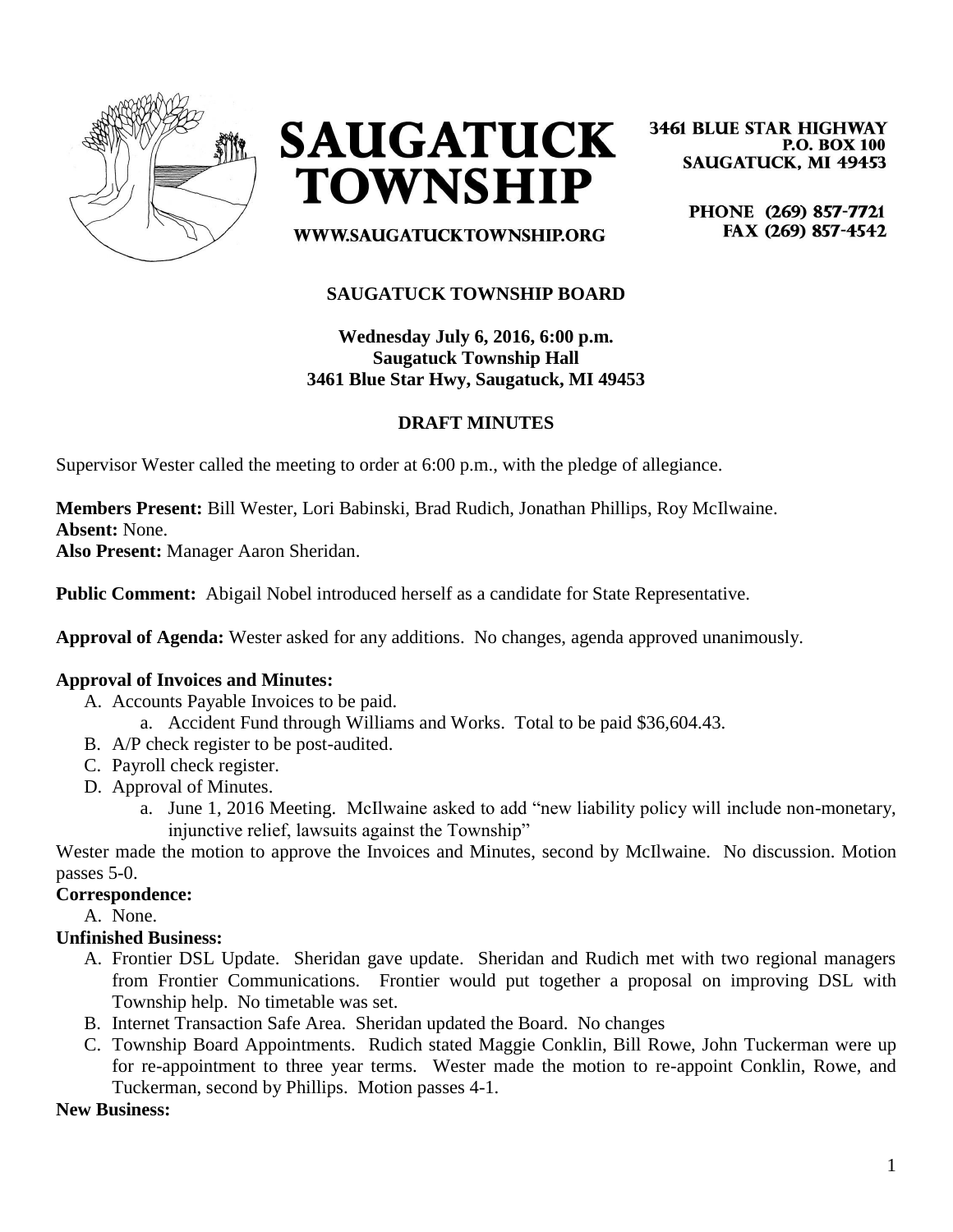# SAUGATUCK TOWNSHIP

WWW.SAUGATUCKTOWNSHIP.ORG

3461 BLUE STAR HIGHWAY
P.O. BOX 100
SAUGATUCK, MI 49453

PHONE (269) 857-7721
FAX (269) 857-4542

## SAUGATUCK TOWNSHIP BOARD

**Wednesday July 6, 2016, 6:00 p.m.**
**Saugatuck Township Hall**
**3461 Blue Star Hwy, Saugatuck, MI 49453**

## DRAFT MINUTES

Supervisor Wester called the meeting to order at 6:00 p.m., with the pledge of allegiance.

**Members Present:** Bill Wester, Lori Babinski, Brad Rudich, Jonathan Phillips, Roy McIlwaine.
**Absent:** None.
**Also Present:** Manager Aaron Sheridan.

**Public Comment:** Abigail Nobel introduced herself as a candidate for State Representative.

**Approval of Agenda:** Wester asked for any additions. No changes, agenda approved unanimously.

**Approval of Invoices and Minutes:**

A. Accounts Payable Invoices to be paid.
   a. Accident Fund through Williams and Works. Total to be paid $36,604.43.
B. A/P check register to be post-audited.
C. Payroll check register.
D. Approval of Minutes.
   a. June 1, 2016 Meeting. McIlwaine asked to add "new liability policy will include non-monetary, injunctive relief, lawsuits against the Township"

Wester made the motion to approve the Invoices and Minutes, second by McIlwaine. No discussion. Motion passes 5-0.

**Correspondence:**

A. None.

**Unfinished Business:**

A. Frontier DSL Update. Sheridan gave update. Sheridan and Rudich met with two regional managers from Frontier Communications. Frontier would put together a proposal on improving DSL with Township help. No timetable was set.
B. Internet Transaction Safe Area. Sheridan updated the Board. No changes
C. Township Board Appointments. Rudich stated Maggie Conklin, Bill Rowe, John Tuckerman were up for re-appointment to three year terms. Wester made the motion to re-appoint Conklin, Rowe, and Tuckerman, second by Phillips. Motion passes 4-1.

**New Business:**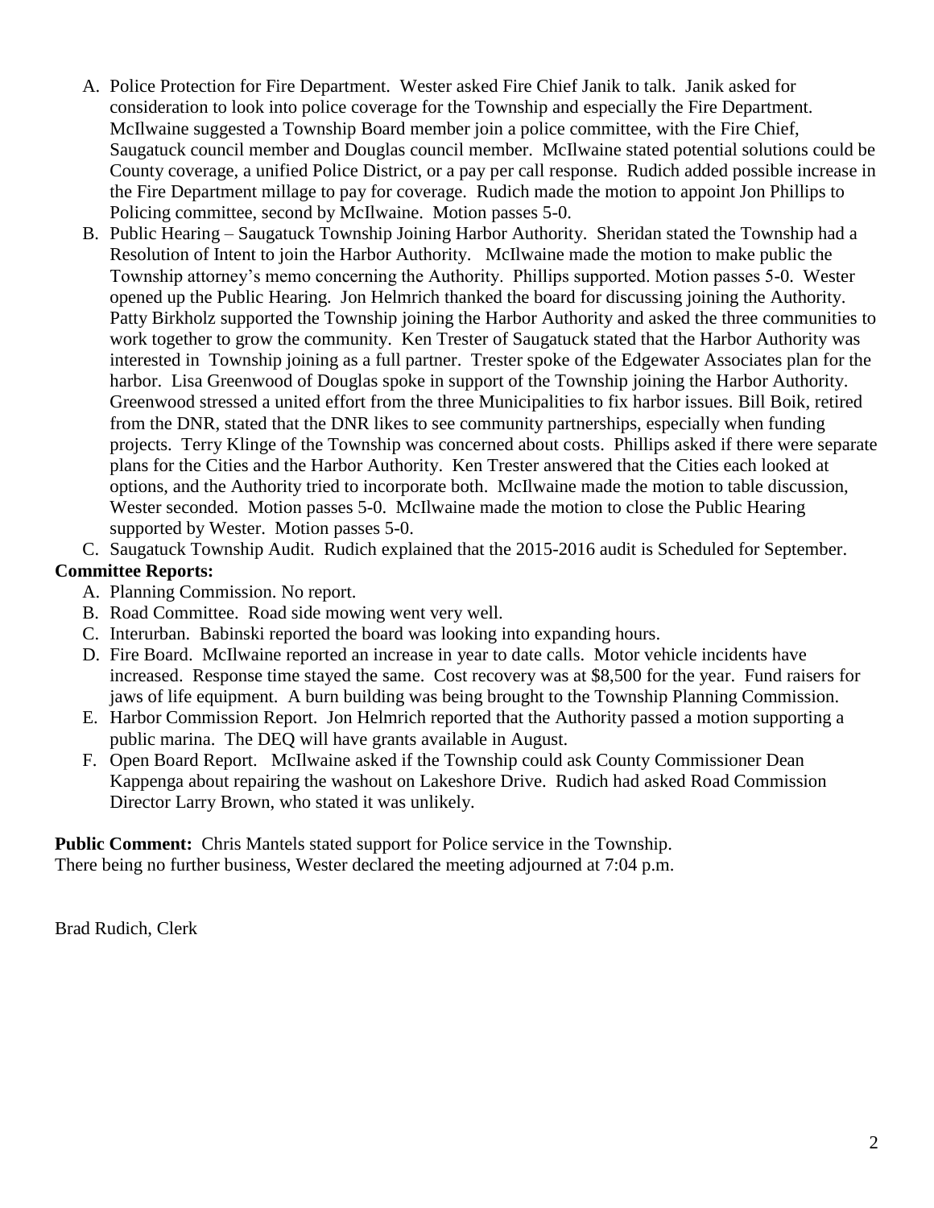A. Police Protection for Fire Department. Wester asked Fire Chief Janik to talk. Janik asked for consideration to look into police coverage for the Township and especially the Fire Department. McIlwaine suggested a Township Board member join a police committee, with the Fire Chief, Saugatuck council member and Douglas council member. McIlwaine stated potential solutions could be County coverage, a unified Police District, or a pay per call response. Rudich added possible increase in the Fire Department millage to pay for coverage. Rudich made the motion to appoint Jon Phillips to Policing committee, second by McIlwaine. Motion passes 5-0.
B. Public Hearing – Saugatuck Township Joining Harbor Authority. Sheridan stated the Township had a Resolution of Intent to join the Harbor Authority. McIlwaine made the motion to make public the Township attorney's memo concerning the Authority. Phillips supported. Motion passes 5-0. Wester opened up the Public Hearing. Jon Helmrich thanked the board for discussing joining the Authority. Patty Birkholz supported the Township joining the Harbor Authority and asked the three communities to work together to grow the community. Ken Trester of Saugatuck stated that the Harbor Authority was interested in Township joining as a full partner. Trester spoke of the Edgewater Associates plan for the harbor. Lisa Greenwood of Douglas spoke in support of the Township joining the Harbor Authority. Greenwood stressed a united effort from the three Municipalities to fix harbor issues. Bill Boik, retired from the DNR, stated that the DNR likes to see community partnerships, especially when funding projects. Terry Klinge of the Township was concerned about costs. Phillips asked if there were separate plans for the Cities and the Harbor Authority. Ken Trester answered that the Cities each looked at options, and the Authority tried to incorporate both. McIlwaine made the motion to table discussion, Wester seconded. Motion passes 5-0. McIlwaine made the motion to close the Public Hearing supported by Wester. Motion passes 5-0.
C. Saugatuck Township Audit. Rudich explained that the 2015-2016 audit is Scheduled for September.

**Committee Reports:**

A. Planning Commission. No report.
B. Road Committee. Road side mowing went very well.
C. Interurban. Babinski reported the board was looking into expanding hours.
D. Fire Board. McIlwaine reported an increase in year to date calls. Motor vehicle incidents have increased. Response time stayed the same. Cost recovery was at $8,500 for the year. Fund raisers for jaws of life equipment. A burn building was being brought to the Township Planning Commission.
E. Harbor Commission Report. Jon Helmrich reported that the Authority passed a motion supporting a public marina. The DEQ will have grants available in August.
F. Open Board Report. McIlwaine asked if the Township could ask County Commissioner Dean Kappenga about repairing the washout on Lakeshore Drive. Rudich had asked Road Commission Director Larry Brown, who stated it was unlikely.

**Public Comment:** Chris Mantels stated support for Police service in the Township.
There being no further business, Wester declared the meeting adjourned at 7:04 p.m.

Brad Rudich, Clerk